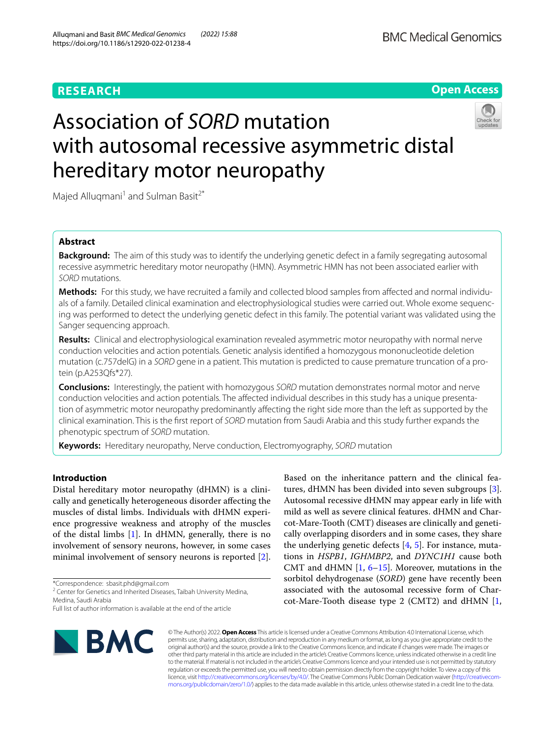RESEARCH

Open Access

# Association of *SORD* mutation with autosomal recessive asymmetric distal hereditary motor neuropathy

Majed Alluqmani[1] and Sulman Basit[2*]

## Abstract

**Background:** The aim of this study was to identify the underlying genetic defect in a family segregating autosomal recessive asymmetric hereditary motor neuropathy (HMN). Asymmetric HMN has not been associated earlier with *SORD* mutations.

**Methods:** For this study, we have recruited a family and collected blood samples from affected and normal individuals of a family. Detailed clinical examination and electrophysiological studies were carried out. Whole exome sequencing was performed to detect the underlying genetic defect in this family. The potential variant was validated using the Sanger sequencing approach.

**Results:** Clinical and electrophysiological examination revealed asymmetric motor neuropathy with normal nerve conduction velocities and action potentials. Genetic analysis identified a homozygous mononucleotide deletion mutation (c.757delG) in a *SORD* gene in a patient. This mutation is predicted to cause premature truncation of a protein (p.A253Qfs*27).

**Conclusions:** Interestingly, the patient with homozygous *SORD* mutation demonstrates normal motor and nerve conduction velocities and action potentials. The affected individual describes in this study has a unique presentation of asymmetric motor neuropathy predominantly affecting the right side more than the left as supported by the clinical examination. This is the first report of *SORD* mutation from Saudi Arabia and this study further expands the phenotypic spectrum of *SORD* mutation.

**Keywords:** Hereditary neuropathy, Nerve conduction, Electromyography, *SORD* mutation

## Introduction

Distal hereditary motor neuropathy (dHMN) is a clinically and genetically heterogeneous disorder affecting the muscles of distal limbs. Individuals with dHMN experience progressive weakness and atrophy of the muscles of the distal limbs [1]. In dHMN, generally, there is no involvement of sensory neurons, however, in some cases minimal involvement of sensory neurons is reported [2].

Based on the inheritance pattern and the clinical features, dHMN has been divided into seven subgroups [3]. Autosomal recessive dHMN may appear early in life with mild as well as severe clinical features. dHMN and Charcot-Mare-Tooth (CMT) diseases are clinically and genetically overlapping disorders and in some cases, they share the underlying genetic defects [4, 5]. For instance, mutations in *HSPB1*, *IGHMBP2*, and *DYNC1H1* cause both CMT and dHMN [1, 6–15]. Moreover, mutations in the sorbitol dehydrogenase (*SORD*) gene have recently been associated with the autosomal recessive form of Charcot-Mare-Tooth disease type 2 (CMT2) and dHMN [1,

*Correspondence: sbasit.phd@gmail.com
[2] Center for Genetics and Inherited Diseases, Taibah University Medina, Medina, Saudi Arabia
Full list of author information is available at the end of the article

© The Author(s) 2022. **Open Access** This article is licensed under a Creative Commons Attribution 4.0 International License, which permits use, sharing, adaptation, distribution and reproduction in any medium or format, as long as you give appropriate credit to the original author(s) and the source, provide a link to the Creative Commons licence, and indicate if changes were made. The images or other third party material in this article are included in the article's Creative Commons licence, unless indicated otherwise in a credit line to the material. If material is not included in the article's Creative Commons licence and your intended use is not permitted by statutory regulation or exceeds the permitted use, you will need to obtain permission directly from the copyright holder. To view a copy of this licence, visit http://creativecommons.org/licenses/by/4.0/. The Creative Commons Public Domain Dedication waiver (http://creativecommons.org/publicdomain/zero/1.0/) applies to the data made available in this article, unless otherwise stated in a credit line to the data.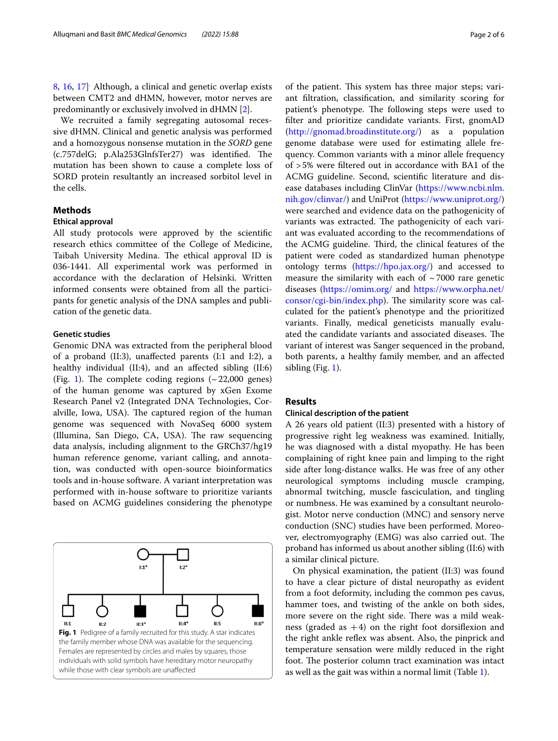8, 16, 17]. Although, a clinical and genetic overlap exists between CMT2 and dHMN, however, motor nerves are predominantly or exclusively involved in dHMN [2].

We recruited a family segregating autosomal recessive dHMN. Clinical and genetic analysis was performed and a homozygous nonsense mutation in the *SORD* gene (c.757delG; p.Ala253GlnfsTer27) was identified. The mutation has been shown to cause a complete loss of SORD protein resultantly an increased sorbitol level in the cells.

## Methods

### Ethical approval

All study protocols were approved by the scientific research ethics committee of the College of Medicine, Taibah University Medina. The ethical approval ID is 036-1441. All experimental work was performed in accordance with the declaration of Helsinki. Written informed consents were obtained from all the participants for genetic analysis of the DNA samples and publication of the genetic data.

### Genetic studies

Genomic DNA was extracted from the peripheral blood of a proband (II:3), unaffected parents (I:1 and I:2), a healthy individual (II:4), and an affected sibling (II:6) (Fig. 1). The complete coding regions (~22,000 genes) of the human genome was captured by xGen Exome Research Panel v2 (Integrated DNA Technologies, Coralville, Iowa, USA). The captured region of the human genome was sequenced with NovaSeq 6000 system (Illumina, San Diego, CA, USA). The raw sequencing data analysis, including alignment to the GRCh37/hg19 human reference genome, variant calling, and annotation, was conducted with open-source bioinformatics tools and in-house software. A variant interpretation was performed with in-house software to prioritize variants based on ACMG guidelines considering the phenotype of the patient. This system has three major steps; variant filtration, classification, and similarity scoring for patient's phenotype. The following steps were used to filter and prioritize candidate variants. First, gnomAD (http://gnomad.broadinstitute.org/) as a population genome database were used for estimating allele frequency. Common variants with a minor allele frequency of >5% were filtered out in accordance with BA1 of the ACMG guideline. Second, scientific literature and disease databases including ClinVar (https://www.ncbi.nlm.nih.gov/clinvar/) and UniProt (https://www.uniprot.org/) were searched and evidence data on the pathogenicity of variants was extracted. The pathogenicity of each variant was evaluated according to the recommendations of the ACMG guideline. Third, the clinical features of the patient were coded as standardized human phenotype ontology terms (https://hpo.jax.org/) and accessed to measure the similarity with each of ~7000 rare genetic diseases (https://omim.org/ and https://www.orpha.net/consor/cgi-bin/index.php). The similarity score was calculated for the patient's phenotype and the prioritized variants. Finally, medical geneticists manually evaluated the candidate variants and associated diseases. The variant of interest was Sanger sequenced in the proband, both parents, a healthy family member, and an affected sibling (Fig. 1).

I:1* I:2*

II:1 II:2 II:3* II:4* II:5 II:6*

**Fig. 1** Pedigree of a family recruited for this study. A star indicates the family member whose DNA was available for the sequencing. Females are represented by circles and males by squares, those individuals with solid symbols have hereditary motor neuropathy while those with clear symbols are unaffected

## Results

### Clinical description of the patient

A 26 years old patient (II:3) presented with a history of progressive right leg weakness was examined. Initially, he was diagnosed with a distal myopathy. He has been complaining of right knee pain and limping to the right side after long-distance walks. He was free of any other neurological symptoms including muscle cramping, abnormal twitching, muscle fasciculation, and tingling or numbness. He was examined by a consultant neurologist. Motor nerve conduction (MNC) and sensory nerve conduction (SNC) studies have been performed. Moreover, electromyography (EMG) was also carried out. The proband has informed us about another sibling (II:6) with a similar clinical picture.

On physical examination, the patient (II:3) was found to have a clear picture of distal neuropathy as evident from a foot deformity, including the common pes cavus, hammer toes, and twisting of the ankle on both sides, more severe on the right side. There was a mild weakness (graded as +4) on the right foot dorsiflexion and the right ankle reflex was absent. Also, the pinprick and temperature sensation were mildly reduced in the right foot. The posterior column tract examination was intact as well as the gait was within a normal limit (Table 1).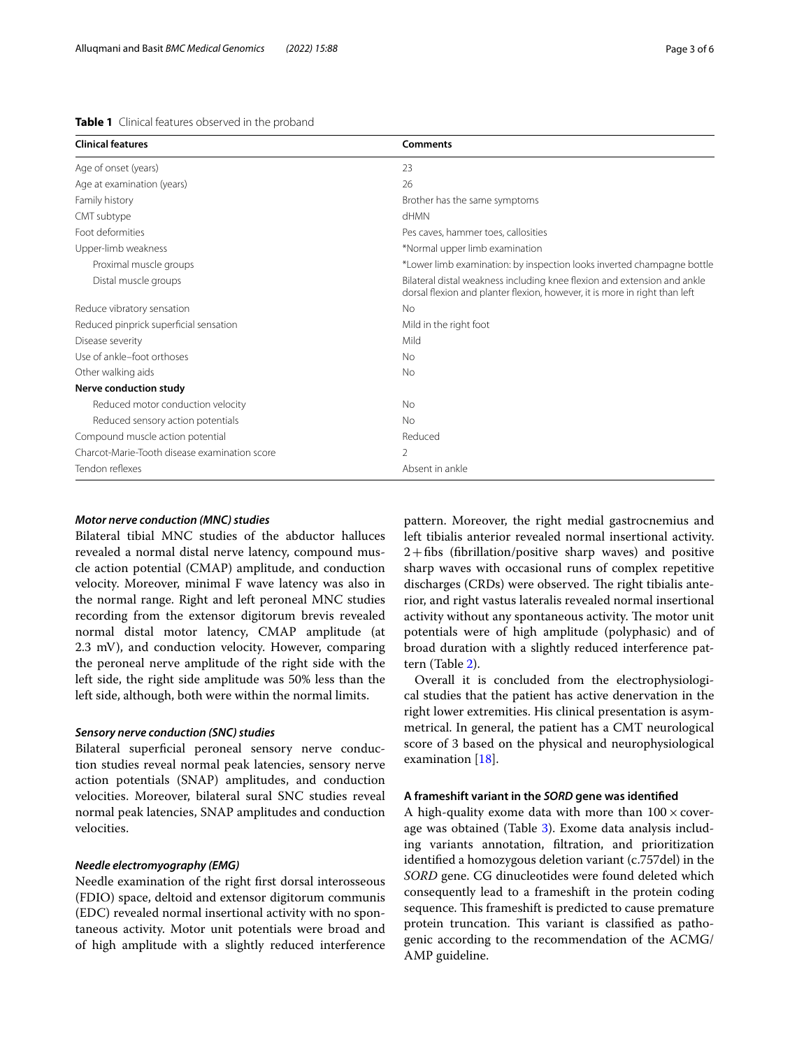**Table 1** Clinical features observed in the proband

| Clinical features | Comments |
| --- | --- |
| Age of onset (years) | 23 |
| Age at examination (years) | 26 |
| Family history | Brother has the same symptoms |
| CMT subtype | dHMN |
| Foot deformities | Pes caves, hammer toes, callosities |
| Upper-limb weakness | *Normal upper limb examination |
| Proximal muscle groups | *Lower limb examination: by inspection looks inverted champagne bottle |
| Distal muscle groups | Bilateral distal weakness including knee flexion and extension and ankle dorsal flexion and planter flexion, however, it is more in right than left |
| Reduce vibratory sensation | No |
| Reduced pinprick superficial sensation | Mild in the right foot |
| Disease severity | Mild |
| Use of ankle–foot orthoses | No |
| Other walking aids | No |
| **Nerve conduction study** | |
| Reduced motor conduction velocity | No |
| Reduced sensory action potentials | No |
| Compound muscle action potential | Reduced |
| Charcot-Marie-Tooth disease examination score | 2 |
| Tendon reflexes | Absent in ankle |

### *Motor nerve conduction (MNC) studies*

Bilateral tibial MNC studies of the abductor halluces revealed a normal distal nerve latency, compound muscle action potential (CMAP) amplitude, and conduction velocity. Moreover, minimal F wave latency was also in the normal range. Right and left peroneal MNC studies recording from the extensor digitorum brevis revealed normal distal motor latency, CMAP amplitude (at 2.3 mV), and conduction velocity. However, comparing the peroneal nerve amplitude of the right side with the left side, the right side amplitude was 50% less than the left side, although, both were within the normal limits.

### *Sensory nerve conduction (SNC) studies*

Bilateral superficial peroneal sensory nerve conduction studies reveal normal peak latencies, sensory nerve action potentials (SNAP) amplitudes, and conduction velocities. Moreover, bilateral sural SNC studies reveal normal peak latencies, SNAP amplitudes and conduction velocities.

### *Needle electromyography (EMG)*

Needle examination of the right first dorsal interosseous (FDIO) space, deltoid and extensor digitorum communis (EDC) revealed normal insertional activity with no spontaneous activity. Motor unit potentials were broad and of high amplitude with a slightly reduced interference pattern. Moreover, the right medial gastrocnemius and left tibialis anterior revealed normal insertional activity. 2 + fibs (fibrillation/positive sharp waves) and positive sharp waves with occasional runs of complex repetitive discharges (CRDs) were observed. The right tibialis anterior, and right vastus lateralis revealed normal insertional activity without any spontaneous activity. The motor unit potentials were of high amplitude (polyphasic) and of broad duration with a slightly reduced interference pattern (Table 2).

Overall it is concluded from the electrophysiological studies that the patient has active denervation in the right lower extremities. His clinical presentation is asymmetrical. In general, the patient has a CMT neurological score of 3 based on the physical and neurophysiological examination [18].

### A frameshift variant in the *SORD* gene was identified

A high-quality exome data with more than $100\times$ coverage was obtained (Table 3). Exome data analysis including variants annotation, filtration, and prioritization identified a homozygous deletion variant (c.757del) in the *SORD* gene. CG dinucleotides were found deleted which consequently lead to a frameshift in the protein coding sequence. This frameshift is predicted to cause premature protein truncation. This variant is classified as pathogenic according to the recommendation of the ACMG/AMP guideline.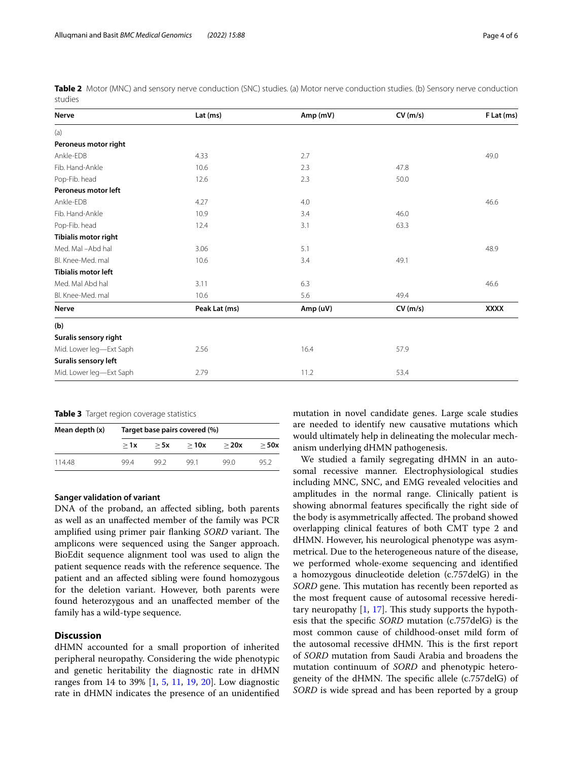**Table 2** Motor (MNC) and sensory nerve conduction (SNC) studies. (a) Motor nerve conduction studies. (b) Sensory nerve conduction studies

| Nerve | Lat (ms) | Amp (mV) | CV (m/s) | F Lat (ms) |
|---|---|---|---|---|
| (a) | | | | |
| **Peroneus motor right** | | | | |
| Ankle-EDB | 4.33 | 2.7 | | 49.0 |
| Fib. Hand-Ankle | 10.6 | 2.3 | 47.8 | |
| Pop-Fib. head | 12.6 | 2.3 | 50.0 | |
| **Peroneus motor left** | | | | |
| Ankle-EDB | 4.27 | 4.0 | | 46.6 |
| Fib. Hand-Ankle | 10.9 | 3.4 | 46.0 | |
| Pop-Fib. head | 12.4 | 3.1 | 63.3 | |
| **Tibialis motor right** | | | | |
| Med. Mal –Abd hal | 3.06 | 5.1 | | 48.9 |
| Bl. Knee-Med. mal | 10.6 | 3.4 | 49.1 | |
| **Tibialis motor left** | | | | |
| Med. Mal Abd hal | 3.11 | 6.3 | | 46.6 |
| Bl. Knee-Med. mal | 10.6 | 5.6 | 49.4 | |
| **Nerve** | **Peak Lat (ms)** | **Amp (uV)** | **CV (m/s)** | **XXXX** |
| **(b)** | | | | |
| **Suralis sensory right** | | | | |
| Mid. Lower leg—Ext Saph | 2.56 | 16.4 | 57.9 | |
| **Suralis sensory left** | | | | |
| Mid. Lower leg—Ext Saph | 2.79 | 11.2 | 53.4 | |

**Table 3** Target region coverage statistics

| Mean depth (x) | Target base pairs covered (%) | | | | |
|---|---|---|---|---|---|
| | ≥ 1x | ≥ 5x | ≥ 10x | ≥ 20x | ≥ 50x |
| 114.48 | 99.4 | 99.2 | 99.1 | 99.0 | 95.2 |

### Sanger validation of variant

DNA of the proband, an affected sibling, both parents as well as an unaffected member of the family was PCR amplified using primer pair flanking *SORD* variant. The amplicons were sequenced using the Sanger approach. BioEdit sequence alignment tool was used to align the patient sequence reads with the reference sequence. The patient and an affected sibling were found homozygous for the deletion variant. However, both parents were found heterozygous and an unaffected member of the family has a wild-type sequence.

## Discussion

dHMN accounted for a small proportion of inherited peripheral neuropathy. Considering the wide phenotypic and genetic heritability the diagnostic rate in dHMN ranges from 14 to 39% [1, 5, 11, 19, 20]. Low diagnostic rate in dHMN indicates the presence of an unidentified mutation in novel candidate genes. Large scale studies are needed to identify new causative mutations which would ultimately help in delineating the molecular mechanism underlying dHMN pathogenesis.

We studied a family segregating dHMN in an autosomal recessive manner. Electrophysiological studies including MNC, SNC, and EMG revealed velocities and amplitudes in the normal range. Clinically patient is showing abnormal features specifically the right side of the body is asymmetrically affected. The proband showed overlapping clinical features of both CMT type 2 and dHMN. However, his neurological phenotype was asymmetrical. Due to the heterogeneous nature of the disease, we performed whole-exome sequencing and identified a homozygous dinucleotide deletion (c.757delG) in the *SORD* gene. This mutation has recently been reported as the most frequent cause of autosomal recessive hereditary neuropathy [1, 17]. This study supports the hypothesis that the specific *SORD* mutation (c.757delG) is the most common cause of childhood-onset mild form of the autosomal recessive dHMN. This is the first report of *SORD* mutation from Saudi Arabia and broadens the mutation continuum of *SORD* and phenotypic heterogeneity of the dHMN. The specific allele (c.757delG) of *SORD* is wide spread and has been reported by a group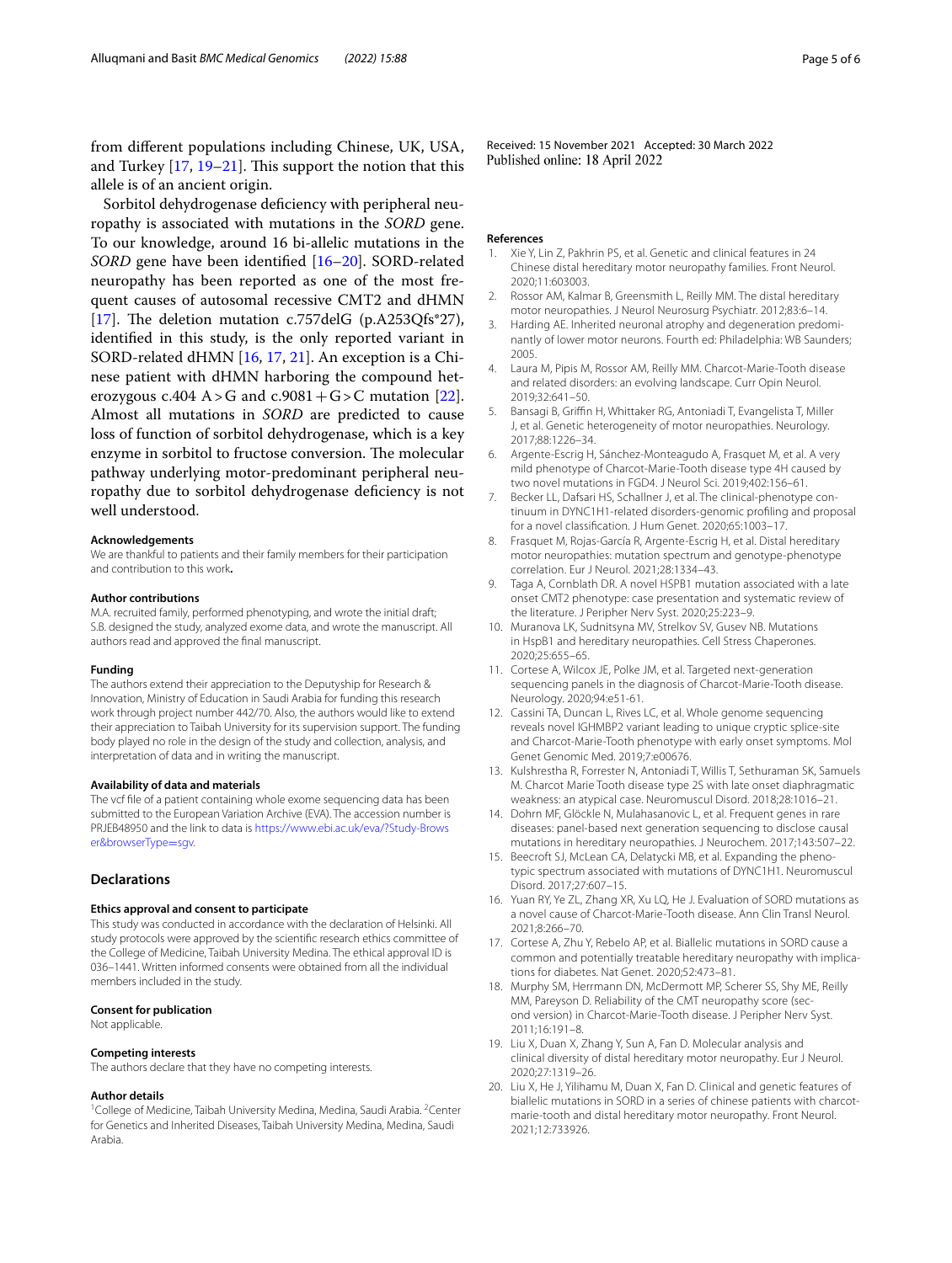from different populations including Chinese, UK, USA, and Turkey [17, 19–21]. This support the notion that this allele is of an ancient origin.

Sorbitol dehydrogenase deficiency with peripheral neuropathy is associated with mutations in the *SORD* gene. To our knowledge, around 16 bi-allelic mutations in the *SORD* gene have been identified [16–20]. SORD-related neuropathy has been reported as one of the most frequent causes of autosomal recessive CMT2 and dHMN [17]. The deletion mutation c.757delG (p.A253Qfs*27), identified in this study, is the only reported variant in SORD-related dHMN [16, 17, 21]. An exception is a Chinese patient with dHMN harboring the compound heterozygous c.404 A > G and c.9081 + G > C mutation [22]. Almost all mutations in *SORD* are predicted to cause loss of function of sorbitol dehydrogenase, which is a key enzyme in sorbitol to fructose conversion. The molecular pathway underlying motor-predominant peripheral neuropathy due to sorbitol dehydrogenase deficiency is not well understood.

#### Acknowledgements
We are thankful to patients and their family members for their participation and contribution to this work**.**

#### Author contributions
M.A. recruited family, performed phenotyping, and wrote the initial draft; S.B. designed the study, analyzed exome data, and wrote the manuscript. All authors read and approved the final manuscript.

#### Funding
The authors extend their appreciation to the Deputyship for Research & Innovation, Ministry of Education in Saudi Arabia for funding this research work through project number 442/70. Also, the authors would like to extend their appreciation to Taibah University for its supervision support. The funding body played no role in the design of the study and collection, analysis, and interpretation of data and in writing the manuscript.

#### Availability of data and materials
The vcf file of a patient containing whole exome sequencing data has been submitted to the European Variation Archive (EVA). The accession number is PRJEB48950 and the link to data is https://www.ebi.ac.uk/eva/?Study-Browser&browserType=sgv.

## Declarations

#### Ethics approval and consent to participate
This study was conducted in accordance with the declaration of Helsinki. All study protocols were approved by the scientific research ethics committee of the College of Medicine, Taibah University Medina. The ethical approval ID is 036–1441. Written informed consents were obtained from all the individual members included in the study.

#### Consent for publication
Not applicable.

#### Competing interests
The authors declare that they have no competing interests.

#### Author details
[1]College of Medicine, Taibah University Medina, Medina, Saudi Arabia. [2]Center for Genetics and Inherited Diseases, Taibah University Medina, Medina, Saudi Arabia.

Received: 15 November 2021 Accepted: 30 March 2022
Published online: 18 April 2022

#### References
1. Xie Y, Lin Z, Pakhrin PS, et al. Genetic and clinical features in 24 Chinese distal hereditary motor neuropathy families. Front Neurol. 2020;11:603003.
2. Rossor AM, Kalmar B, Greensmith L, Reilly MM. The distal hereditary motor neuropathies. J Neurol Neurosurg Psychiatr. 2012;83:6–14.
3. Harding AE. Inherited neuronal atrophy and degeneration predominantly of lower motor neurons. Fourth ed: Philadelphia: WB Saunders; 2005.
4. Laura M, Pipis M, Rossor AM, Reilly MM. Charcot-Marie-Tooth disease and related disorders: an evolving landscape. Curr Opin Neurol. 2019;32:641–50.
5. Bansagi B, Griffin H, Whittaker RG, Antoniadi T, Evangelista T, Miller J, et al. Genetic heterogeneity of motor neuropathies. Neurology. 2017;88:1226–34.
6. Argente-Escrig H, Sánchez-Monteagudo A, Frasquet M, et al. A very mild phenotype of Charcot-Marie-Tooth disease type 4H caused by two novel mutations in FGD4. J Neurol Sci. 2019;402:156–61.
7. Becker LL, Dafsari HS, Schallner J, et al. The clinical-phenotype continuum in DYNC1H1-related disorders-genomic profiling and proposal for a novel classification. J Hum Genet. 2020;65:1003–17.
8. Frasquet M, Rojas-García R, Argente-Escrig H, et al. Distal hereditary motor neuropathies: mutation spectrum and genotype-phenotype correlation. Eur J Neurol. 2021;28:1334–43.
9. Taga A, Cornblath DR. A novel HSPB1 mutation associated with a late onset CMT2 phenotype: case presentation and systematic review of the literature. J Peripher Nerv Syst. 2020;25:223–9.
10. Muranova LK, Sudnitsyna MV, Strelkov SV, Gusev NB. Mutations in HspB1 and hereditary neuropathies. Cell Stress Chaperones. 2020;25:655–65.
11. Cortese A, Wilcox JE, Polke JM, et al. Targeted next-generation sequencing panels in the diagnosis of Charcot-Marie-Tooth disease. Neurology. 2020;94:e51-61.
12. Cassini TA, Duncan L, Rives LC, et al. Whole genome sequencing reveals novel IGHMBP2 variant leading to unique cryptic splice-site and Charcot-Marie-Tooth phenotype with early onset symptoms. Mol Genet Genomic Med. 2019;7:e00676.
13. Kulshrestha R, Forrester N, Antoniadi T, Willis T, Sethuraman SK, Samuels M. Charcot Marie Tooth disease type 2S with late onset diaphragmatic weakness: an atypical case. Neuromuscul Disord. 2018;28:1016–21.
14. Dohrn MF, Glöckle N, Mulahasanovic L, et al. Frequent genes in rare diseases: panel-based next generation sequencing to disclose causal mutations in hereditary neuropathies. J Neurochem. 2017;143:507–22.
15. Beecroft SJ, McLean CA, Delatycki MB, et al. Expanding the phenotypic spectrum associated with mutations of DYNC1H1. Neuromuscul Disord. 2017;27:607–15.
16. Yuan RY, Ye ZL, Zhang XR, Xu LQ, He J. Evaluation of SORD mutations as a novel cause of Charcot-Marie-Tooth disease. Ann Clin Transl Neurol. 2021;8:266–70.
17. Cortese A, Zhu Y, Rebelo AP, et al. Biallelic mutations in SORD cause a common and potentially treatable hereditary neuropathy with implications for diabetes. Nat Genet. 2020;52:473–81.
18. Murphy SM, Herrmann DN, McDermott MP, Scherer SS, Shy ME, Reilly MM, Pareyson D. Reliability of the CMT neuropathy score (second version) in Charcot-Marie-Tooth disease. J Peripher Nerv Syst. 2011;16:191–8.
19. Liu X, Duan X, Zhang Y, Sun A, Fan D. Molecular analysis and clinical diversity of distal hereditary motor neuropathy. Eur J Neurol. 2020;27:1319–26.
20. Liu X, He J, Yilihamu M, Duan X, Fan D. Clinical and genetic features of biallelic mutations in SORD in a series of chinese patients with charcot-marie-tooth and distal hereditary motor neuropathy. Front Neurol. 2021;12:733926.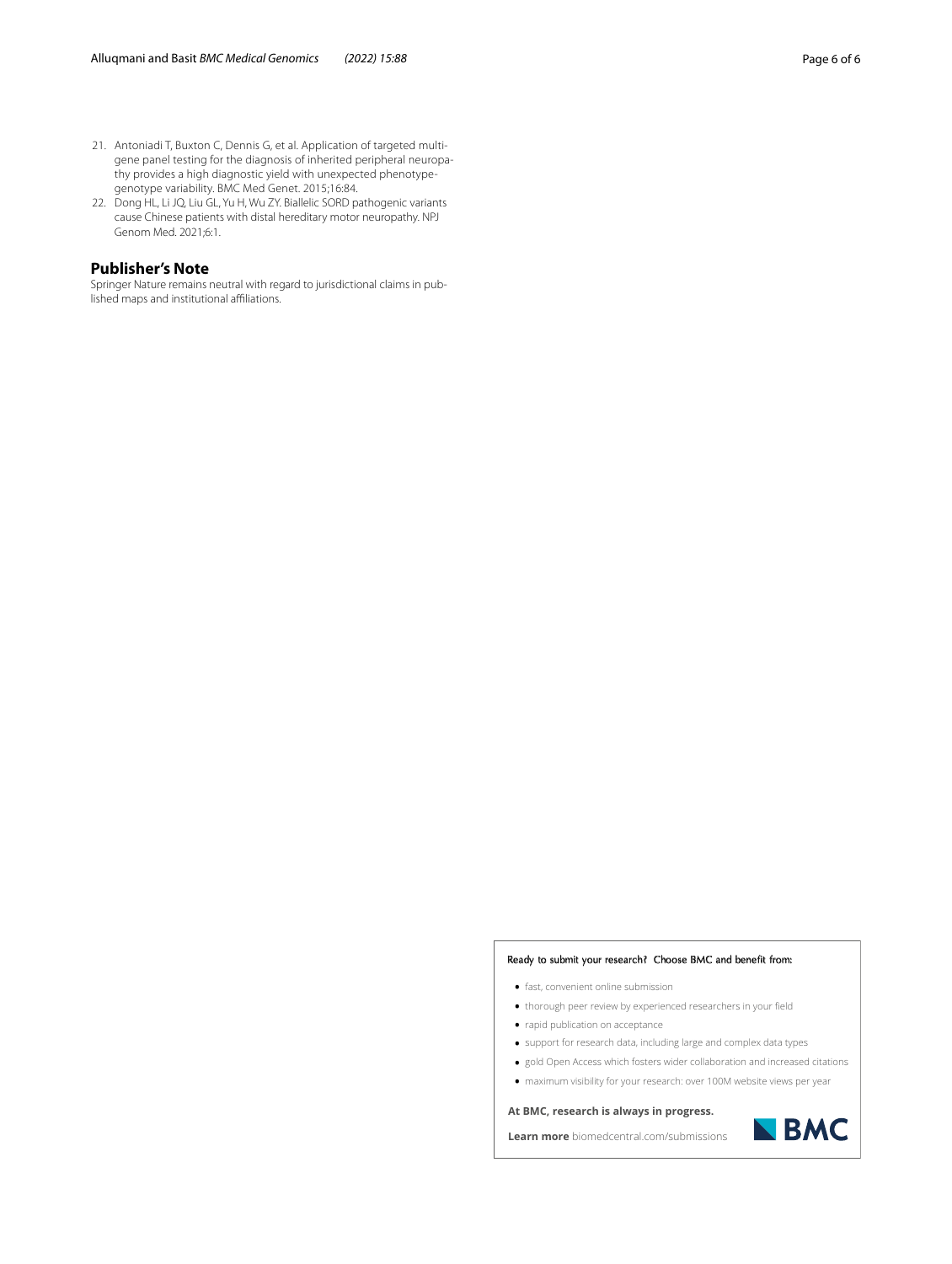21. Antoniadi T, Buxton C, Dennis G, et al. Application of targeted multi-gene panel testing for the diagnosis of inherited peripheral neuropathy provides a high diagnostic yield with unexpected phenotype-genotype variability. BMC Med Genet. 2015;16:84.
22. Dong HL, Li JQ, Liu GL, Yu H, Wu ZY. Biallelic SORD pathogenic variants cause Chinese patients with distal hereditary motor neuropathy. NPJ Genom Med. 2021;6:1.

## Publisher's Note

Springer Nature remains neutral with regard to jurisdictional claims in published maps and institutional affiliations.

Ready to submit your research? Choose BMC and benefit from:

- fast, convenient online submission
- thorough peer review by experienced researchers in your field
- rapid publication on acceptance
- support for research data, including large and complex data types
- gold Open Access which fosters wider collaboration and increased citations
- maximum visibility for your research: over 100M website views per year

**At BMC, research is always in progress.**

**Learn more** biomedcentral.com/submissions

BMC